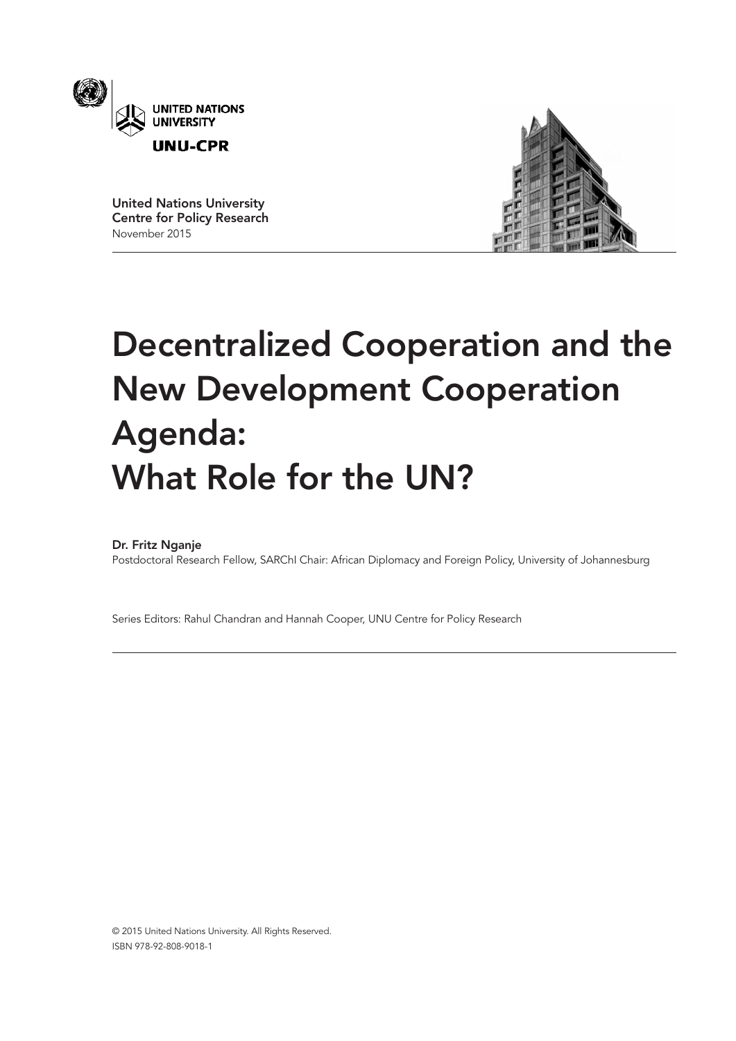UNITED NATIONS UNIVERSITY

UNU-CPR

United Nations University
Centre for Policy Research
November 2015

# Decentralized Cooperation and the New Development Cooperation Agenda: What Role for the UN?

**Dr. Fritz Nganje**
Postdoctoral Research Fellow, SARChI Chair: African Diplomacy and Foreign Policy, University of Johannesburg

Series Editors: Rahul Chandran and Hannah Cooper, UNU Centre for Policy Research

© 2015 United Nations University. All Rights Reserved.
ISBN 978-92-808-9018-1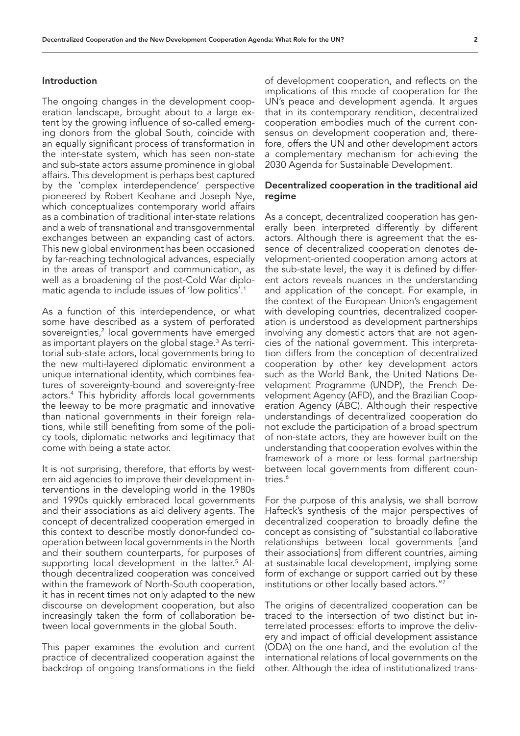## Introduction

The ongoing changes in the development cooperation landscape, brought about to a large extent by the growing influence of so-called emerging donors from the global South, coincide with an equally significant process of transformation in the inter-state system, which has seen non-state and sub-state actors assume prominence in global affairs. This development is perhaps best captured by the 'complex interdependence' perspective pioneered by Robert Keohane and Joseph Nye, which conceptualizes contemporary world affairs as a combination of traditional inter-state relations and a web of transnational and transgovernmental exchanges between an expanding cast of actors. This new global environment has been occasioned by far-reaching technological advances, especially in the areas of transport and communication, as well as a broadening of the post-Cold War diplomatic agenda to include issues of 'low politics'.[1]

As a function of this interdependence, or what some have described as a system of perforated sovereignties,[2] local governments have emerged as important players on the global stage.[3] As territorial sub-state actors, local governments bring to the new multi-layered diplomatic environment a unique international identity, which combines features of sovereignty-bound and sovereignty-free actors.[4] This hybridity affords local governments the leeway to be more pragmatic and innovative than national governments in their foreign relations, while still benefiting from some of the policy tools, diplomatic networks and legitimacy that come with being a state actor.

It is not surprising, therefore, that efforts by western aid agencies to improve their development interventions in the developing world in the 1980s and 1990s quickly embraced local governments and their associations as aid delivery agents. The concept of decentralized cooperation emerged in this context to describe mostly donor-funded cooperation between local governments in the North and their southern counterparts, for purposes of supporting local development in the latter.[5] Although decentralized cooperation was conceived within the framework of North-South cooperation, it has in recent times not only adapted to the new discourse on development cooperation, but also increasingly taken the form of collaboration between local governments in the global South.

This paper examines the evolution and current practice of decentralized cooperation against the backdrop of ongoing transformations in the field of development cooperation, and reflects on the implications of this mode of cooperation for the UN's peace and development agenda. It argues that in its contemporary rendition, decentralized cooperation embodies much of the current consensus on development cooperation and, therefore, offers the UN and other development actors a complementary mechanism for achieving the 2030 Agenda for Sustainable Development.

## Decentralized cooperation in the traditional aid regime

As a concept, decentralized cooperation has generally been interpreted differently by different actors. Although there is agreement that the essence of decentralized cooperation denotes development-oriented cooperation among actors at the sub-state level, the way it is defined by different actors reveals nuances in the understanding and application of the concept. For example, in the context of the European Union's engagement with developing countries, decentralized cooperation is understood as development partnerships involving any domestic actors that are not agencies of the national government. This interpretation differs from the conception of decentralized cooperation by other key development actors such as the World Bank, the United Nations Development Programme (UNDP), the French Development Agency (AFD), and the Brazilian Cooperation Agency (ABC). Although their respective understandings of decentralized cooperation do not exclude the participation of a broad spectrum of non-state actors, they are however built on the understanding that cooperation evolves within the framework of a more or less formal partnership between local governments from different countries.[6]

For the purpose of this analysis, we shall borrow Hafteck's synthesis of the major perspectives of decentralized cooperation to broadly define the concept as consisting of "substantial collaborative relationships between local governments [and their associations] from different countries, aiming at sustainable local development, implying some form of exchange or support carried out by these institutions or other locally based actors."[7]

The origins of decentralized cooperation can be traced to the intersection of two distinct but interrelated processes: efforts to improve the delivery and impact of official development assistance (ODA) on the one hand, and the evolution of the international relations of local governments on the other. Although the idea of institutionalized trans-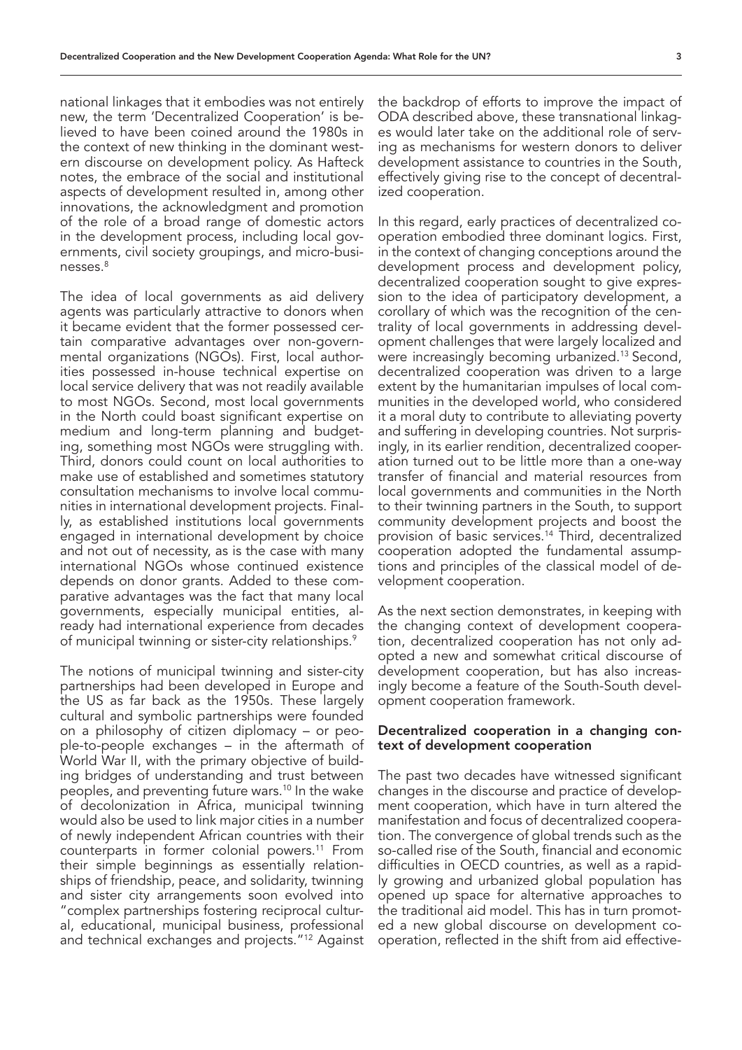national linkages that it embodies was not entirely new, the term 'Decentralized Cooperation' is believed to have been coined around the 1980s in the context of new thinking in the dominant western discourse on development policy. As Hafteck notes, the embrace of the social and institutional aspects of development resulted in, among other innovations, the acknowledgment and promotion of the role of a broad range of domestic actors in the development process, including local governments, civil society groupings, and micro-businesses.[8]

The idea of local governments as aid delivery agents was particularly attractive to donors when it became evident that the former possessed certain comparative advantages over non-governmental organizations (NGOs). First, local authorities possessed in-house technical expertise on local service delivery that was not readily available to most NGOs. Second, most local governments in the North could boast significant expertise on medium and long-term planning and budgeting, something most NGOs were struggling with. Third, donors could count on local authorities to make use of established and sometimes statutory consultation mechanisms to involve local communities in international development projects. Finally, as established institutions local governments engaged in international development by choice and not out of necessity, as is the case with many international NGOs whose continued existence depends on donor grants. Added to these comparative advantages was the fact that many local governments, especially municipal entities, already had international experience from decades of municipal twinning or sister-city relationships.[9]

The notions of municipal twinning and sister-city partnerships had been developed in Europe and the US as far back as the 1950s. These largely cultural and symbolic partnerships were founded on a philosophy of citizen diplomacy – or people-to-people exchanges – in the aftermath of World War II, with the primary objective of building bridges of understanding and trust between peoples, and preventing future wars.[10] In the wake of decolonization in Africa, municipal twinning would also be used to link major cities in a number of newly independent African countries with their counterparts in former colonial powers.[11] From their simple beginnings as essentially relationships of friendship, peace, and solidarity, twinning and sister city arrangements soon evolved into "complex partnerships fostering reciprocal cultural, educational, municipal business, professional and technical exchanges and projects."[12] Against the backdrop of efforts to improve the impact of ODA described above, these transnational linkages would later take on the additional role of serving as mechanisms for western donors to deliver development assistance to countries in the South, effectively giving rise to the concept of decentralized cooperation.

In this regard, early practices of decentralized cooperation embodied three dominant logics. First, in the context of changing conceptions around the development process and development policy, decentralized cooperation sought to give expression to the idea of participatory development, a corollary of which was the recognition of the centrality of local governments in addressing development challenges that were largely localized and were increasingly becoming urbanized.[13] Second, decentralized cooperation was driven to a large extent by the humanitarian impulses of local communities in the developed world, who considered it a moral duty to contribute to alleviating poverty and suffering in developing countries. Not surprisingly, in its earlier rendition, decentralized cooperation turned out to be little more than a one-way transfer of financial and material resources from local governments and communities in the North to their twinning partners in the South, to support community development projects and boost the provision of basic services.[14] Third, decentralized cooperation adopted the fundamental assumptions and principles of the classical model of development cooperation.

As the next section demonstrates, in keeping with the changing context of development cooperation, decentralized cooperation has not only adopted a new and somewhat critical discourse of development cooperation, but has also increasingly become a feature of the South-South development cooperation framework.

### Decentralized cooperation in a changing context of development cooperation

The past two decades have witnessed significant changes in the discourse and practice of development cooperation, which have in turn altered the manifestation and focus of decentralized cooperation. The convergence of global trends such as the so-called rise of the South, financial and economic difficulties in OECD countries, as well as a rapidly growing and urbanized global population has opened up space for alternative approaches to the traditional aid model. This has in turn promoted a new global discourse on development cooperation, reflected in the shift from aid effective-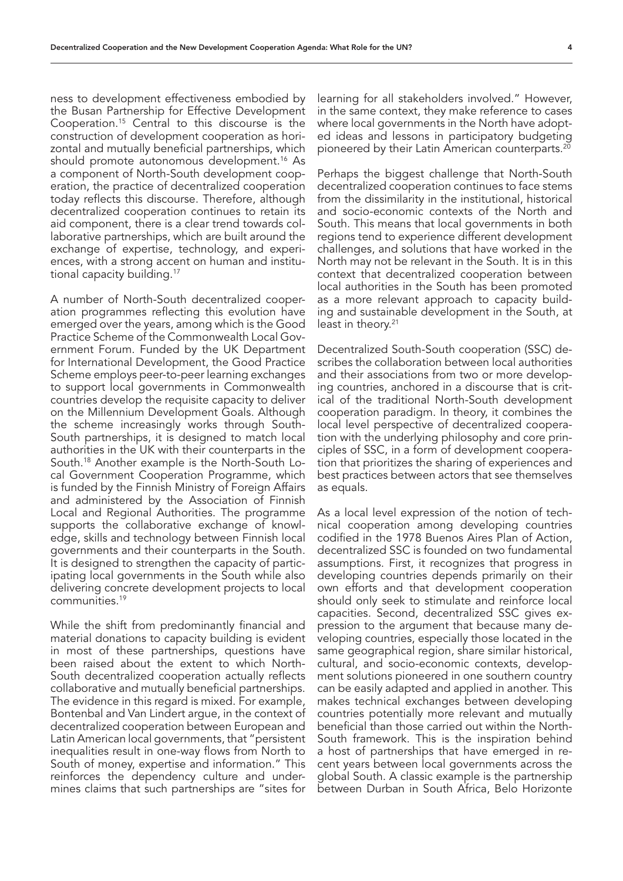ness to development effectiveness embodied by the Busan Partnership for Effective Development Cooperation.[15] Central to this discourse is the construction of development cooperation as horizontal and mutually beneficial partnerships, which should promote autonomous development.[16] As a component of North-South development cooperation, the practice of decentralized cooperation today reflects this discourse. Therefore, although decentralized cooperation continues to retain its aid component, there is a clear trend towards collaborative partnerships, which are built around the exchange of expertise, technology, and experiences, with a strong accent on human and institutional capacity building.[17]

A number of North-South decentralized cooperation programmes reflecting this evolution have emerged over the years, among which is the Good Practice Scheme of the Commonwealth Local Government Forum. Funded by the UK Department for International Development, the Good Practice Scheme employs peer-to-peer learning exchanges to support local governments in Commonwealth countries develop the requisite capacity to deliver on the Millennium Development Goals. Although the scheme increasingly works through South-South partnerships, it is designed to match local authorities in the UK with their counterparts in the South.[18] Another example is the North-South Local Government Cooperation Programme, which is funded by the Finnish Ministry of Foreign Affairs and administered by the Association of Finnish Local and Regional Authorities. The programme supports the collaborative exchange of knowledge, skills and technology between Finnish local governments and their counterparts in the South. It is designed to strengthen the capacity of participating local governments in the South while also delivering concrete development projects to local communities.[19]

While the shift from predominantly financial and material donations to capacity building is evident in most of these partnerships, questions have been raised about the extent to which North-South decentralized cooperation actually reflects collaborative and mutually beneficial partnerships. The evidence in this regard is mixed. For example, Bontenbal and Van Lindert argue, in the context of decentralized cooperation between European and Latin American local governments, that "persistent inequalities result in one-way flows from North to South of money, expertise and information." This reinforces the dependency culture and undermines claims that such partnerships are "sites for learning for all stakeholders involved." However, in the same context, they make reference to cases where local governments in the North have adopted ideas and lessons in participatory budgeting pioneered by their Latin American counterparts.[20]

Perhaps the biggest challenge that North-South decentralized cooperation continues to face stems from the dissimilarity in the institutional, historical and socio-economic contexts of the North and South. This means that local governments in both regions tend to experience different development challenges, and solutions that have worked in the North may not be relevant in the South. It is in this context that decentralized cooperation between local authorities in the South has been promoted as a more relevant approach to capacity building and sustainable development in the South, at least in theory.[21]

Decentralized South-South cooperation (SSC) describes the collaboration between local authorities and their associations from two or more developing countries, anchored in a discourse that is critical of the traditional North-South development cooperation paradigm. In theory, it combines the local level perspective of decentralized cooperation with the underlying philosophy and core principles of SSC, in a form of development cooperation that prioritizes the sharing of experiences and best practices between actors that see themselves as equals.

As a local level expression of the notion of technical cooperation among developing countries codified in the 1978 Buenos Aires Plan of Action, decentralized SSC is founded on two fundamental assumptions. First, it recognizes that progress in developing countries depends primarily on their own efforts and that development cooperation should only seek to stimulate and reinforce local capacities. Second, decentralized SSC gives expression to the argument that because many developing countries, especially those located in the same geographical region, share similar historical, cultural, and socio-economic contexts, development solutions pioneered in one southern country can be easily adapted and applied in another. This makes technical exchanges between developing countries potentially more relevant and mutually beneficial than those carried out within the North-South framework. This is the inspiration behind a host of partnerships that have emerged in recent years between local governments across the global South. A classic example is the partnership between Durban in South Africa, Belo Horizonte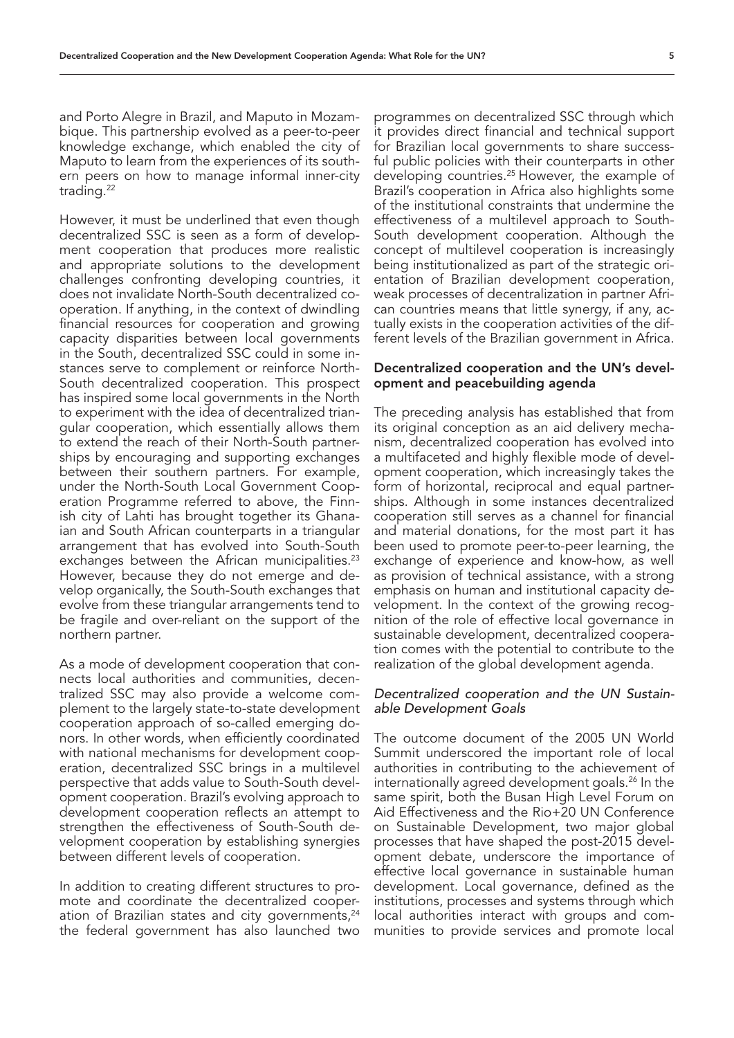and Porto Alegre in Brazil, and Maputo in Mozambique. This partnership evolved as a peer-to-peer knowledge exchange, which enabled the city of Maputo to learn from the experiences of its southern peers on how to manage informal inner-city trading.[22]

However, it must be underlined that even though decentralized SSC is seen as a form of development cooperation that produces more realistic and appropriate solutions to the development challenges confronting developing countries, it does not invalidate North-South decentralized cooperation. If anything, in the context of dwindling financial resources for cooperation and growing capacity disparities between local governments in the South, decentralized SSC could in some instances serve to complement or reinforce North-South decentralized cooperation. This prospect has inspired some local governments in the North to experiment with the idea of decentralized triangular cooperation, which essentially allows them to extend the reach of their North-South partnerships by encouraging and supporting exchanges between their southern partners. For example, under the North-South Local Government Cooperation Programme referred to above, the Finnish city of Lahti has brought together its Ghanaian and South African counterparts in a triangular arrangement that has evolved into South-South exchanges between the African municipalities.[23] However, because they do not emerge and develop organically, the South-South exchanges that evolve from these triangular arrangements tend to be fragile and over-reliant on the support of the northern partner.

As a mode of development cooperation that connects local authorities and communities, decentralized SSC may also provide a welcome complement to the largely state-to-state development cooperation approach of so-called emerging donors. In other words, when efficiently coordinated with national mechanisms for development cooperation, decentralized SSC brings in a multilevel perspective that adds value to South-South development cooperation. Brazil's evolving approach to development cooperation reflects an attempt to strengthen the effectiveness of South-South development cooperation by establishing synergies between different levels of cooperation.

In addition to creating different structures to promote and coordinate the decentralized cooperation of Brazilian states and city governments,[24] the federal government has also launched two programmes on decentralized SSC through which it provides direct financial and technical support for Brazilian local governments to share successful public policies with their counterparts in other developing countries.[25] However, the example of Brazil's cooperation in Africa also highlights some of the institutional constraints that undermine the effectiveness of a multilevel approach to South-South development cooperation. Although the concept of multilevel cooperation is increasingly being institutionalized as part of the strategic orientation of Brazilian development cooperation, weak processes of decentralization in partner African countries means that little synergy, if any, actually exists in the cooperation activities of the different levels of the Brazilian government in Africa.

## Decentralized cooperation and the UN's development and peacebuilding agenda

The preceding analysis has established that from its original conception as an aid delivery mechanism, decentralized cooperation has evolved into a multifaceted and highly flexible mode of development cooperation, which increasingly takes the form of horizontal, reciprocal and equal partnerships. Although in some instances decentralized cooperation still serves as a channel for financial and material donations, for the most part it has been used to promote peer-to-peer learning, the exchange of experience and know-how, as well as provision of technical assistance, with a strong emphasis on human and institutional capacity development. In the context of the growing recognition of the role of effective local governance in sustainable development, decentralized cooperation comes with the potential to contribute to the realization of the global development agenda.

### *Decentralized cooperation and the UN Sustainable Development Goals*

The outcome document of the 2005 UN World Summit underscored the important role of local authorities in contributing to the achievement of internationally agreed development goals.[26] In the same spirit, both the Busan High Level Forum on Aid Effectiveness and the Rio+20 UN Conference on Sustainable Development, two major global processes that have shaped the post-2015 development debate, underscore the importance of effective local governance in sustainable human development. Local governance, defined as the institutions, processes and systems through which local authorities interact with groups and communities to provide services and promote local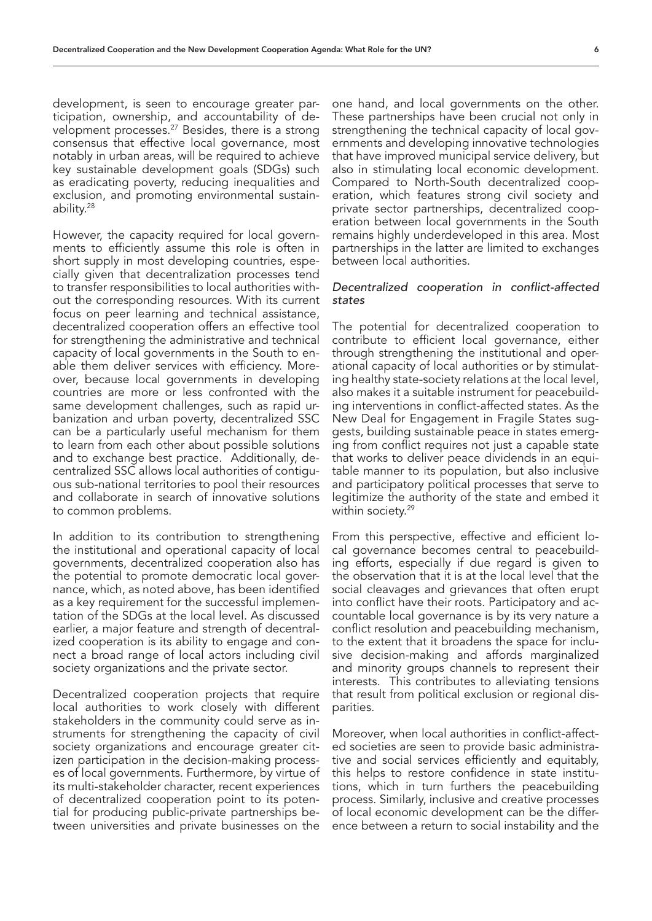development, is seen to encourage greater participation, ownership, and accountability of development processes.[27] Besides, there is a strong consensus that effective local governance, most notably in urban areas, will be required to achieve key sustainable development goals (SDGs) such as eradicating poverty, reducing inequalities and exclusion, and promoting environmental sustainability.[28]

However, the capacity required for local governments to efficiently assume this role is often in short supply in most developing countries, especially given that decentralization processes tend to transfer responsibilities to local authorities without the corresponding resources. With its current focus on peer learning and technical assistance, decentralized cooperation offers an effective tool for strengthening the administrative and technical capacity of local governments in the South to enable them deliver services with efficiency. Moreover, because local governments in developing countries are more or less confronted with the same development challenges, such as rapid urbanization and urban poverty, decentralized SSC can be a particularly useful mechanism for them to learn from each other about possible solutions and to exchange best practice. Additionally, decentralized SSC allows local authorities of contiguous sub-national territories to pool their resources and collaborate in search of innovative solutions to common problems.

In addition to its contribution to strengthening the institutional and operational capacity of local governments, decentralized cooperation also has the potential to promote democratic local governance, which, as noted above, has been identified as a key requirement for the successful implementation of the SDGs at the local level. As discussed earlier, a major feature and strength of decentralized cooperation is its ability to engage and connect a broad range of local actors including civil society organizations and the private sector.

Decentralized cooperation projects that require local authorities to work closely with different stakeholders in the community could serve as instruments for strengthening the capacity of civil society organizations and encourage greater citizen participation in the decision-making processes of local governments. Furthermore, by virtue of its multi-stakeholder character, recent experiences of decentralized cooperation point to its potential for producing public-private partnerships between universities and private businesses on the one hand, and local governments on the other. These partnerships have been crucial not only in strengthening the technical capacity of local governments and developing innovative technologies that have improved municipal service delivery, but also in stimulating local economic development. Compared to North-South decentralized cooperation, which features strong civil society and private sector partnerships, decentralized cooperation between local governments in the South remains highly underdeveloped in this area. Most partnerships in the latter are limited to exchanges between local authorities.

*Decentralized cooperation in conflict-affected states*

The potential for decentralized cooperation to contribute to efficient local governance, either through strengthening the institutional and operational capacity of local authorities or by stimulating healthy state-society relations at the local level, also makes it a suitable instrument for peacebuilding interventions in conflict-affected states. As the New Deal for Engagement in Fragile States suggests, building sustainable peace in states emerging from conflict requires not just a capable state that works to deliver peace dividends in an equitable manner to its population, but also inclusive and participatory political processes that serve to legitimize the authority of the state and embed it within society.[29]

From this perspective, effective and efficient local governance becomes central to peacebuilding efforts, especially if due regard is given to the observation that it is at the local level that the social cleavages and grievances that often erupt into conflict have their roots. Participatory and accountable local governance is by its very nature a conflict resolution and peacebuilding mechanism, to the extent that it broadens the space for inclusive decision-making and affords marginalized and minority groups channels to represent their interests. This contributes to alleviating tensions that result from political exclusion or regional disparities.

Moreover, when local authorities in conflict-affected societies are seen to provide basic administrative and social services efficiently and equitably, this helps to restore confidence in state institutions, which in turn furthers the peacebuilding process. Similarly, inclusive and creative processes of local economic development can be the difference between a return to social instability and the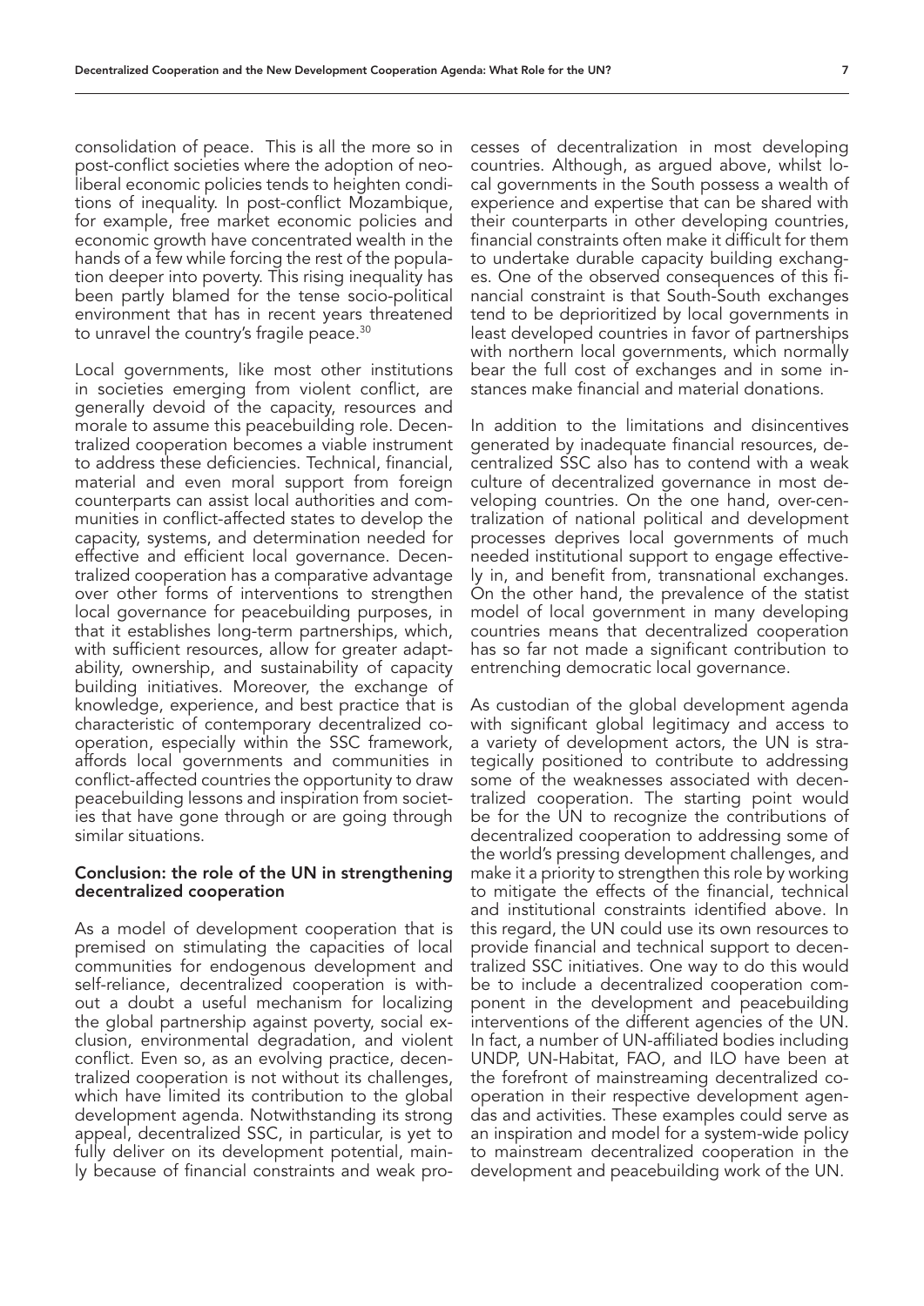consolidation of peace. This is all the more so in post-conflict societies where the adoption of neoliberal economic policies tends to heighten conditions of inequality. In post-conflict Mozambique, for example, free market economic policies and economic growth have concentrated wealth in the hands of a few while forcing the rest of the population deeper into poverty. This rising inequality has been partly blamed for the tense socio-political environment that has in recent years threatened to unravel the country's fragile peace.[30]

Local governments, like most other institutions in societies emerging from violent conflict, are generally devoid of the capacity, resources and morale to assume this peacebuilding role. Decentralized cooperation becomes a viable instrument to address these deficiencies. Technical, financial, material and even moral support from foreign counterparts can assist local authorities and communities in conflict-affected states to develop the capacity, systems, and determination needed for effective and efficient local governance. Decentralized cooperation has a comparative advantage over other forms of interventions to strengthen local governance for peacebuilding purposes, in that it establishes long-term partnerships, which, with sufficient resources, allow for greater adaptability, ownership, and sustainability of capacity building initiatives. Moreover, the exchange of knowledge, experience, and best practice that is characteristic of contemporary decentralized cooperation, especially within the SSC framework, affords local governments and communities in conflict-affected countries the opportunity to draw peacebuilding lessons and inspiration from societies that have gone through or are going through similar situations.

## Conclusion: the role of the UN in strengthening decentralized cooperation

As a model of development cooperation that is premised on stimulating the capacities of local communities for endogenous development and self-reliance, decentralized cooperation is without a doubt a useful mechanism for localizing the global partnership against poverty, social exclusion, environmental degradation, and violent conflict. Even so, as an evolving practice, decentralized cooperation is not without its challenges, which have limited its contribution to the global development agenda. Notwithstanding its strong appeal, decentralized SSC, in particular, is yet to fully deliver on its development potential, mainly because of financial constraints and weak processes of decentralization in most developing countries. Although, as argued above, whilst local governments in the South possess a wealth of experience and expertise that can be shared with their counterparts in other developing countries, financial constraints often make it difficult for them to undertake durable capacity building exchanges. One of the observed consequences of this financial constraint is that South-South exchanges tend to be deprioritized by local governments in least developed countries in favor of partnerships with northern local governments, which normally bear the full cost of exchanges and in some instances make financial and material donations.

In addition to the limitations and disincentives generated by inadequate financial resources, decentralized SSC also has to contend with a weak culture of decentralized governance in most developing countries. On the one hand, over-centralization of national political and development processes deprives local governments of much needed institutional support to engage effectively in, and benefit from, transnational exchanges. On the other hand, the prevalence of the statist model of local government in many developing countries means that decentralized cooperation has so far not made a significant contribution to entrenching democratic local governance.

As custodian of the global development agenda with significant global legitimacy and access to a variety of development actors, the UN is strategically positioned to contribute to addressing some of the weaknesses associated with decentralized cooperation. The starting point would be for the UN to recognize the contributions of decentralized cooperation to addressing some of the world's pressing development challenges, and make it a priority to strengthen this role by working to mitigate the effects of the financial, technical and institutional constraints identified above. In this regard, the UN could use its own resources to provide financial and technical support to decentralized SSC initiatives. One way to do this would be to include a decentralized cooperation component in the development and peacebuilding interventions of the different agencies of the UN. In fact, a number of UN-affiliated bodies including UNDP, UN-Habitat, FAO, and ILO have been at the forefront of mainstreaming decentralized cooperation in their respective development agendas and activities. These examples could serve as an inspiration and model for a system-wide policy to mainstream decentralized cooperation in the development and peacebuilding work of the UN.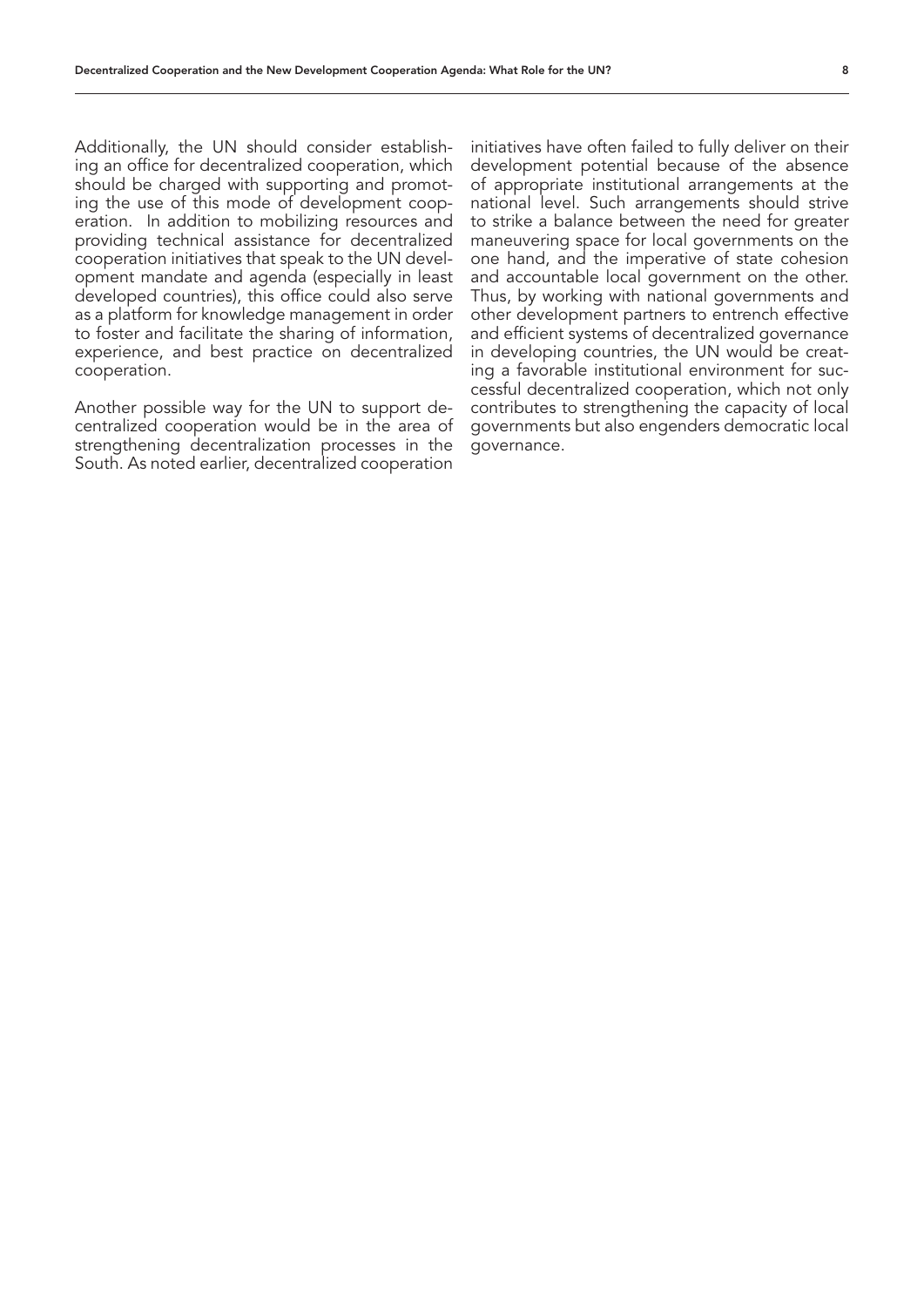Additionally, the UN should consider establishing an office for decentralized cooperation, which should be charged with supporting and promoting the use of this mode of development cooperation. In addition to mobilizing resources and providing technical assistance for decentralized cooperation initiatives that speak to the UN development mandate and agenda (especially in least developed countries), this office could also serve as a platform for knowledge management in order to foster and facilitate the sharing of information, experience, and best practice on decentralized cooperation.

Another possible way for the UN to support decentralized cooperation would be in the area of strengthening decentralization processes in the South. As noted earlier, decentralized cooperation initiatives have often failed to fully deliver on their development potential because of the absence of appropriate institutional arrangements at the national level. Such arrangements should strive to strike a balance between the need for greater maneuvering space for local governments on the one hand, and the imperative of state cohesion and accountable local government on the other. Thus, by working with national governments and other development partners to entrench effective and efficient systems of decentralized governance in developing countries, the UN would be creating a favorable institutional environment for successful decentralized cooperation, which not only contributes to strengthening the capacity of local governments but also engenders democratic local governance.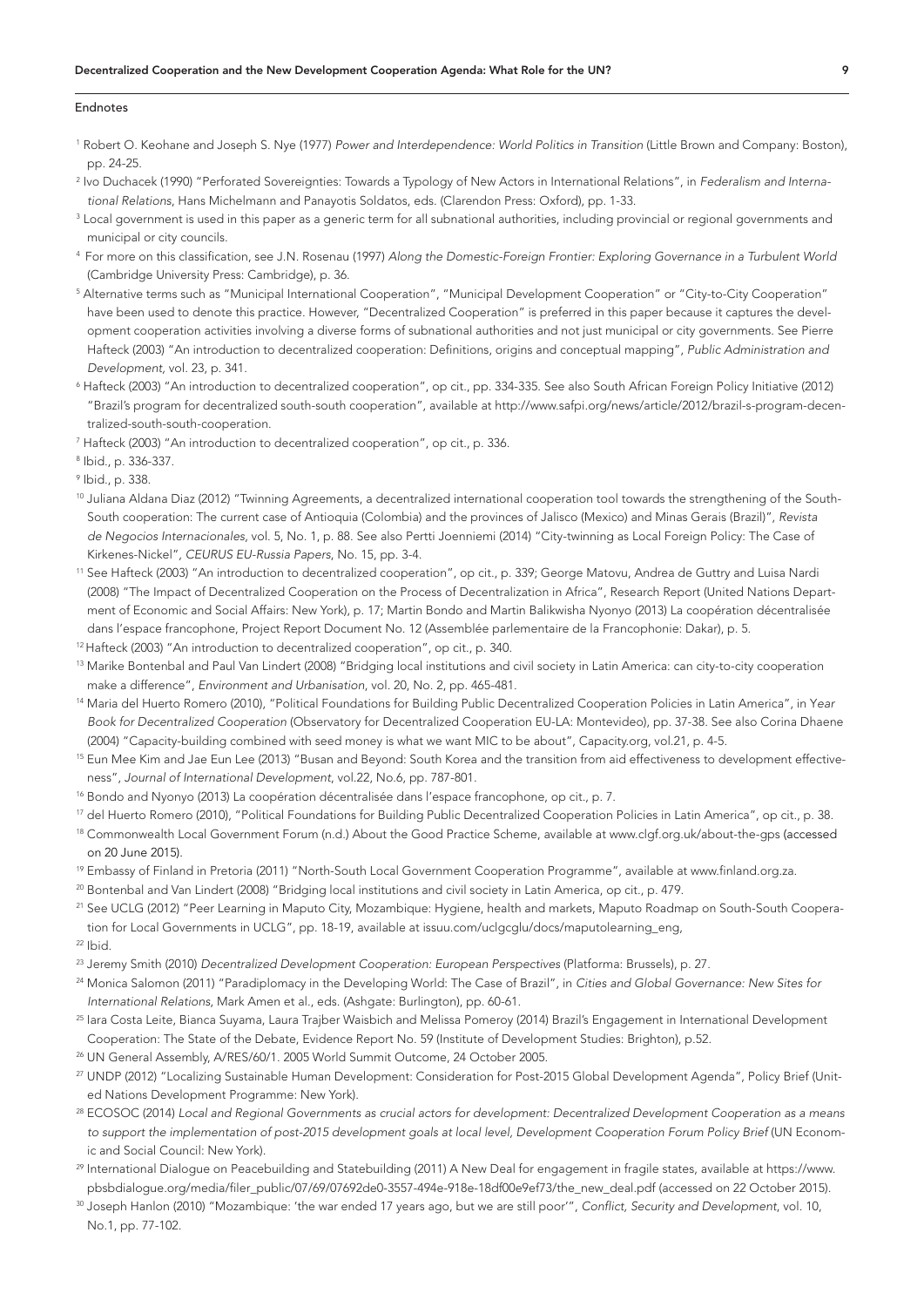## Endnotes

[1] Robert O. Keohane and Joseph S. Nye (1977) *Power and Interdependence: World Politics in Transition* (Little Brown and Company: Boston), pp. 24-25.

[2] Ivo Duchacek (1990) "Perforated Sovereignties: Towards a Typology of New Actors in International Relations", in *Federalism and International Relations*, Hans Michelmann and Panayotis Soldatos, eds. (Clarendon Press: Oxford), pp. 1-33.

[3] Local government is used in this paper as a generic term for all subnational authorities, including provincial or regional governments and municipal or city councils.

[4] For more on this classification, see J.N. Rosenau (1997) *Along the Domestic-Foreign Frontier: Exploring Governance in a Turbulent World* (Cambridge University Press: Cambridge), p. 36.

[5] Alternative terms such as "Municipal International Cooperation", "Municipal Development Cooperation" or "City-to-City Cooperation" have been used to denote this practice. However, "Decentralized Cooperation" is preferred in this paper because it captures the development cooperation activities involving a diverse forms of subnational authorities and not just municipal or city governments. See Pierre Hafteck (2003) "An introduction to decentralized cooperation: Definitions, origins and conceptual mapping", *Public Administration and Development*, vol. 23, p. 341.

[6] Hafteck (2003) "An introduction to decentralized cooperation", op cit., pp. 334-335. See also South African Foreign Policy Initiative (2012) "Brazil's program for decentralized south-south cooperation", available at http://www.safpi.org/news/article/2012/brazil-s-program-decentralized-south-south-cooperation.

[7] Hafteck (2003) "An introduction to decentralized cooperation", op cit., p. 336.

[8] Ibid., p. 336-337.

[9] Ibid., p. 338.

[10] Juliana Aldana Diaz (2012) "Twinning Agreements, a decentralized international cooperation tool towards the strengthening of the South-South cooperation: The current case of Antioquia (Colombia) and the provinces of Jalisco (Mexico) and Minas Gerais (Brazil)", *Revista de Negocios Internacionales*, vol. 5, No. 1, p. 88. See also Pertti Joenniemi (2014) "City-twinning as Local Foreign Policy: The Case of Kirkenes-Nickel", *CEURUS EU-Russia Papers*, No. 15, pp. 3-4.

[11] See Hafteck (2003) "An introduction to decentralized cooperation", op cit., p. 339; George Matovu, Andrea de Guttry and Luisa Nardi (2008) "The Impact of Decentralized Cooperation on the Process of Decentralization in Africa", Research Report (United Nations Department of Economic and Social Affairs: New York), p. 17; Martin Bondo and Martin Balikwisha Nyonyo (2013) La coopération décentralisée dans l'espace francophone, Project Report Document No. 12 (Assemblée parlementaire de la Francophonie: Dakar), p. 5.

[12] Hafteck (2003) "An introduction to decentralized cooperation", op cit., p. 340.

[13] Marike Bontenbal and Paul Van Lindert (2008) "Bridging local institutions and civil society in Latin America: can city-to-city cooperation make a difference", *Environment and Urbanisation*, vol. 20, No. 2, pp. 465-481.

[14] Maria del Huerto Romero (2010), "Political Foundations for Building Public Decentralized Cooperation Policies in Latin America", in *Year Book for Decentralized Cooperation* (Observatory for Decentralized Cooperation EU-LA: Montevideo), pp. 37-38. See also Corina Dhaene (2004) "Capacity-building combined with seed money is what we want MIC to be about", Capacity.org, vol.21, p. 4-5.

[15] Eun Mee Kim and Jae Eun Lee (2013) "Busan and Beyond: South Korea and the transition from aid effectiveness to development effectiveness", *Journal of International Development*, vol.22, No.6, pp. 787-801.

[16] Bondo and Nyonyo (2013) La coopération décentralisée dans l'espace francophone, op cit., p. 7.

[17] del Huerto Romero (2010), "Political Foundations for Building Public Decentralized Cooperation Policies in Latin America", op cit., p. 38.

[18] Commonwealth Local Government Forum (n.d.) About the Good Practice Scheme, available at www.clgf.org.uk/about-the-gps (accessed on 20 June 2015).

[19] Embassy of Finland in Pretoria (2011) "North-South Local Government Cooperation Programme", available at www.finland.org.za.

[20] Bontenbal and Van Lindert (2008) "Bridging local institutions and civil society in Latin America, op cit., p. 479.

[21] See UCLG (2012) "Peer Learning in Maputo City, Mozambique: Hygiene, health and markets, Maputo Roadmap on South-South Cooperation for Local Governments in UCLG", pp. 18-19, available at issuu.com/uclgcglu/docs/maputolearning_eng,

[22] Ibid.

[23] Jeremy Smith (2010) *Decentralized Development Cooperation: European Perspectives* (Platforma: Brussels), p. 27.

[24] Monica Salomon (2011) "Paradiplomacy in the Developing World: The Case of Brazil", in *Cities and Global Governance: New Sites for International Relations*, Mark Amen et al., eds. (Ashgate: Burlington), pp. 60-61.

[25] Iara Costa Leite, Bianca Suyama, Laura Trajber Waisbich and Melissa Pomeroy (2014) Brazil's Engagement in International Development Cooperation: The State of the Debate, Evidence Report No. 59 (Institute of Development Studies: Brighton), p.52.

[26] UN General Assembly, A/RES/60/1. 2005 World Summit Outcome, 24 October 2005.

[27] UNDP (2012) "Localizing Sustainable Human Development: Consideration for Post-2015 Global Development Agenda", Policy Brief (United Nations Development Programme: New York).

[28] ECOSOC (2014) *Local and Regional Governments as crucial actors for development: Decentralized Development Cooperation as a means to support the implementation of post-2015 development goals at local level*, *Development Cooperation Forum Policy Brief* (UN Economic and Social Council: New York).

[29] International Dialogue on Peacebuilding and Statebuilding (2011) A New Deal for engagement in fragile states, available at https://www.pbsbdialogue.org/media/filer_public/07/69/07692de0-3557-494e-918e-18df00e9ef73/the_new_deal.pdf (accessed on 22 October 2015).

[30] Joseph Hanlon (2010) "Mozambique: 'the war ended 17 years ago, but we are still poor'", *Conflict, Security and Development*, vol. 10, No.1, pp. 77-102.